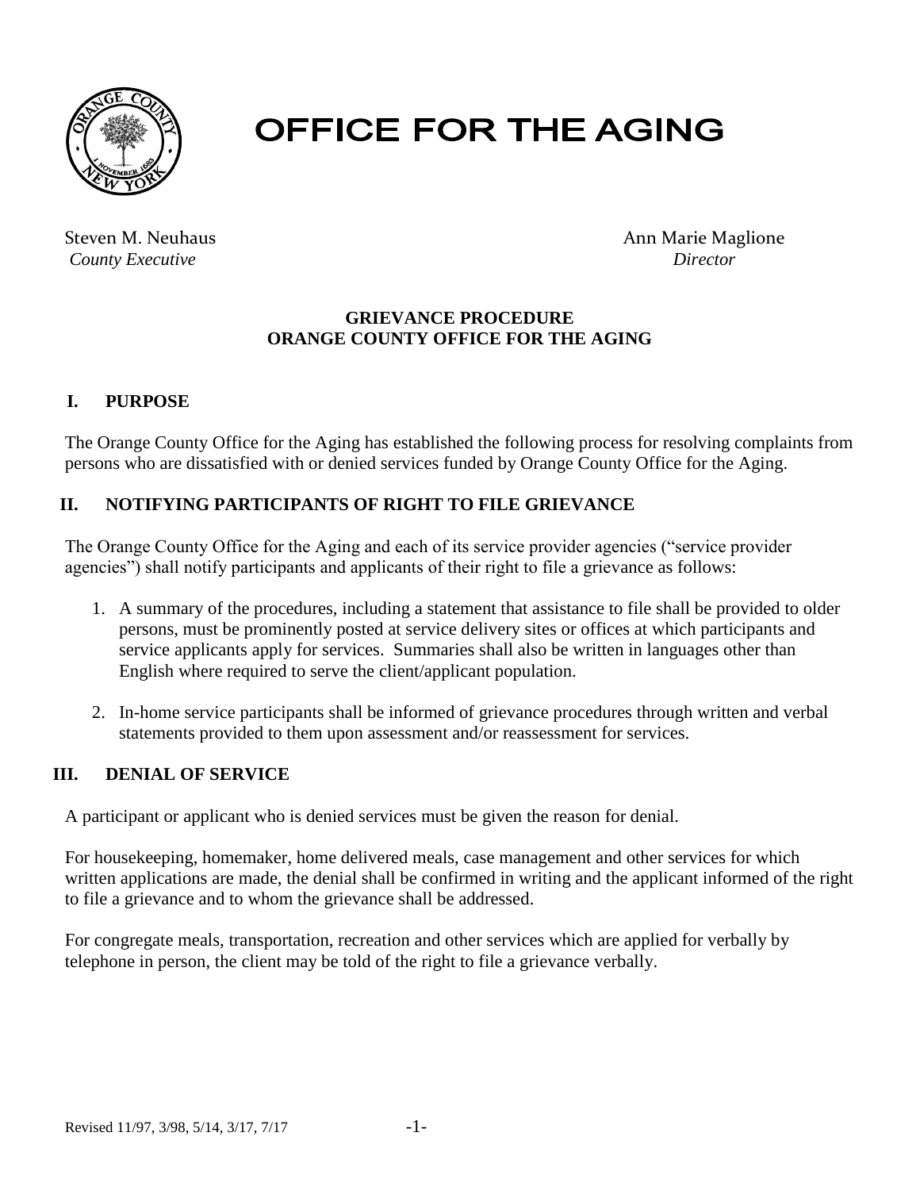# OFFICE FOR THE AGING

Steven M. Neuhaus
*County Executive*

Ann Marie Maglione
*Director*

**GRIEVANCE PROCEDURE**
**ORANGE COUNTY OFFICE FOR THE AGING**

## I. PURPOSE

The Orange County Office for the Aging has established the following process for resolving complaints from persons who are dissatisfied with or denied services funded by Orange County Office for the Aging.

## II. NOTIFYING PARTICIPANTS OF RIGHT TO FILE GRIEVANCE

The Orange County Office for the Aging and each of its service provider agencies ("service provider agencies") shall notify participants and applicants of their right to file a grievance as follows:

1. A summary of the procedures, including a statement that assistance to file shall be provided to older persons, must be prominently posted at service delivery sites or offices at which participants and service applicants apply for services. Summaries shall also be written in languages other than English where required to serve the client/applicant population.

2. In-home service participants shall be informed of grievance procedures through written and verbal statements provided to them upon assessment and/or reassessment for services.

## III. DENIAL OF SERVICE

A participant or applicant who is denied services must be given the reason for denial.

For housekeeping, homemaker, home delivered meals, case management and other services for which written applications are made, the denial shall be confirmed in writing and the applicant informed of the right to file a grievance and to whom the grievance shall be addressed.

For congregate meals, transportation, recreation and other services which are applied for verbally by telephone in person, the client may be told of the right to file a grievance verbally.

Revised 11/97, 3/98, 5/14, 3/17, 7/17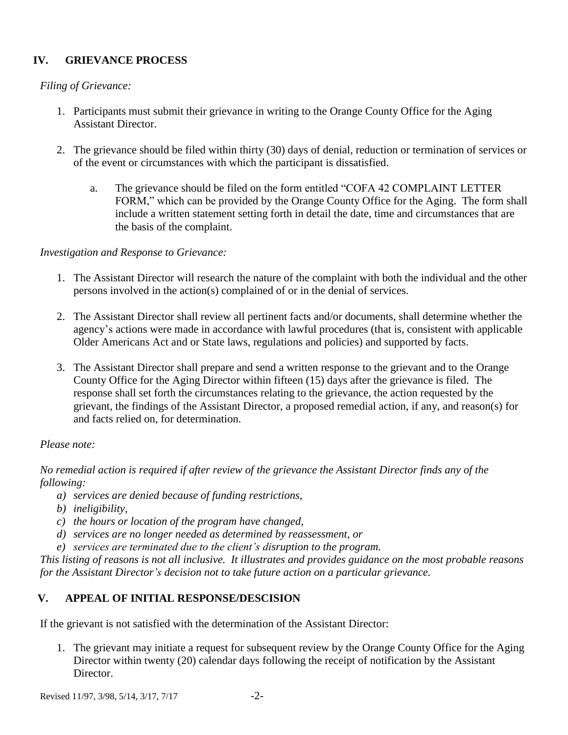## IV. GRIEVANCE PROCESS

*Filing of Grievance:*

1. Participants must submit their grievance in writing to the Orange County Office for the Aging Assistant Director.

2. The grievance should be filed within thirty (30) days of denial, reduction or termination of services or of the event or circumstances with which the participant is dissatisfied.

   a. The grievance should be filed on the form entitled "COFA 42 COMPLAINT LETTER FORM," which can be provided by the Orange County Office for the Aging. The form shall include a written statement setting forth in detail the date, time and circumstances that are the basis of the complaint.

*Investigation and Response to Grievance:*

1. The Assistant Director will research the nature of the complaint with both the individual and the other persons involved in the action(s) complained of or in the denial of services.

2. The Assistant Director shall review all pertinent facts and/or documents, shall determine whether the agency's actions were made in accordance with lawful procedures (that is, consistent with applicable Older Americans Act and or State laws, regulations and policies) and supported by facts.

3. The Assistant Director shall prepare and send a written response to the grievant and to the Orange County Office for the Aging Director within fifteen (15) days after the grievance is filed. The response shall set forth the circumstances relating to the grievance, the action requested by the grievant, the findings of the Assistant Director, a proposed remedial action, if any, and reason(s) for and facts relied on, for determination.

*Please note:*

*No remedial action is required if after review of the grievance the Assistant Director finds any of the following:*

*a) services are denied because of funding restrictions,*
*b) ineligibility,*
*c) the hours or location of the program have changed,*
*d) services are no longer needed as determined by reassessment, or*
*e) services are terminated due to the client's disruption to the program.*

*This listing of reasons is not all inclusive. It illustrates and provides guidance on the most probable reasons for the Assistant Director's decision not to take future action on a particular grievance.*

## V. APPEAL OF INITIAL RESPONSE/DESCISION

If the grievant is not satisfied with the determination of the Assistant Director:

1. The grievant may initiate a request for subsequent review by the Orange County Office for the Aging Director within twenty (20) calendar days following the receipt of notification by the Assistant Director.

Revised 11/97, 3/98, 5/14, 3/17, 7/17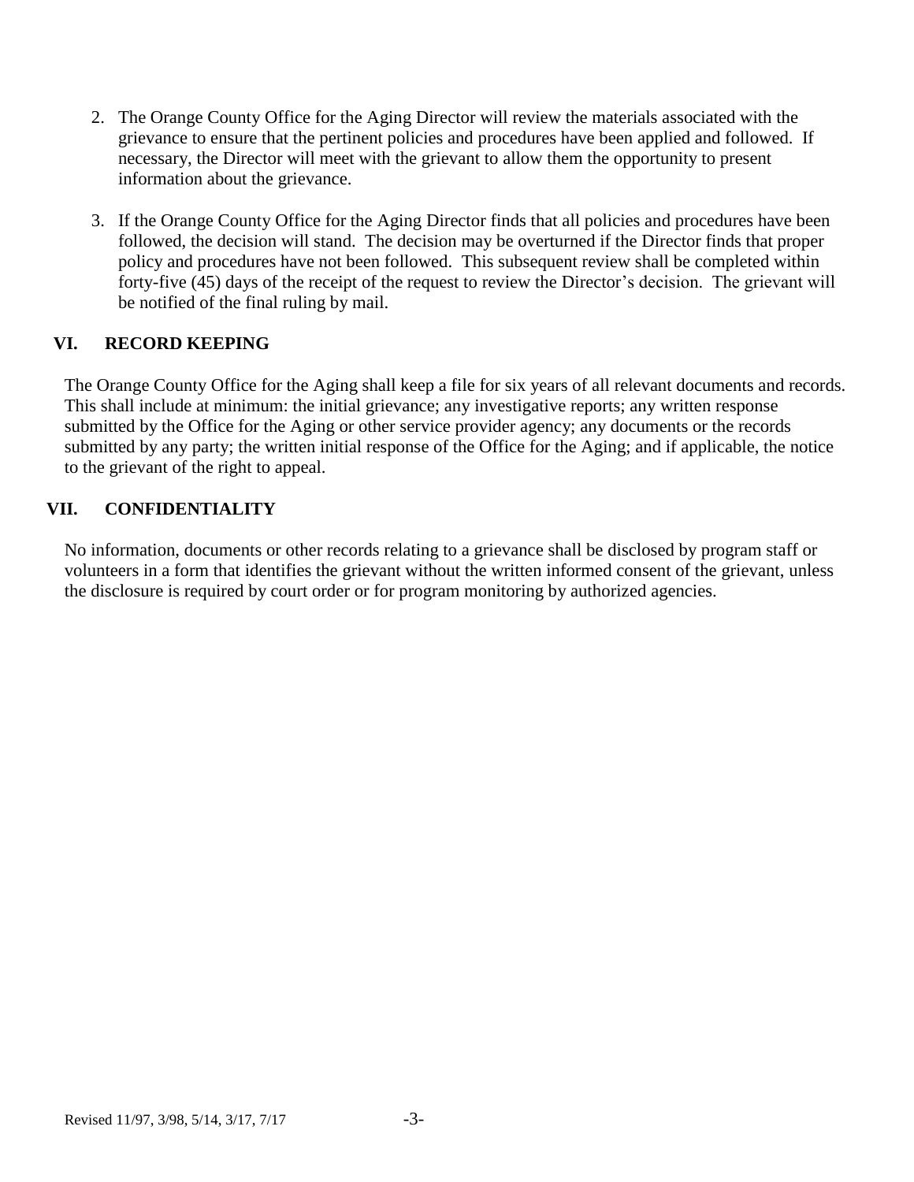2. The Orange County Office for the Aging Director will review the materials associated with the grievance to ensure that the pertinent policies and procedures have been applied and followed. If necessary, the Director will meet with the grievant to allow them the opportunity to present information about the grievance.

3. If the Orange County Office for the Aging Director finds that all policies and procedures have been followed, the decision will stand. The decision may be overturned if the Director finds that proper policy and procedures have not been followed. This subsequent review shall be completed within forty-five (45) days of the receipt of the request to review the Director's decision. The grievant will be notified of the final ruling by mail.

## VI. RECORD KEEPING

The Orange County Office for the Aging shall keep a file for six years of all relevant documents and records. This shall include at minimum: the initial grievance; any investigative reports; any written response submitted by the Office for the Aging or other service provider agency; any documents or the records submitted by any party; the written initial response of the Office for the Aging; and if applicable, the notice to the grievant of the right to appeal.

## VII. CONFIDENTIALITY

No information, documents or other records relating to a grievance shall be disclosed by program staff or volunteers in a form that identifies the grievant without the written informed consent of the grievant, unless the disclosure is required by court order or for program monitoring by authorized agencies.

Revised 11/97, 3/98, 5/14, 3/17, 7/17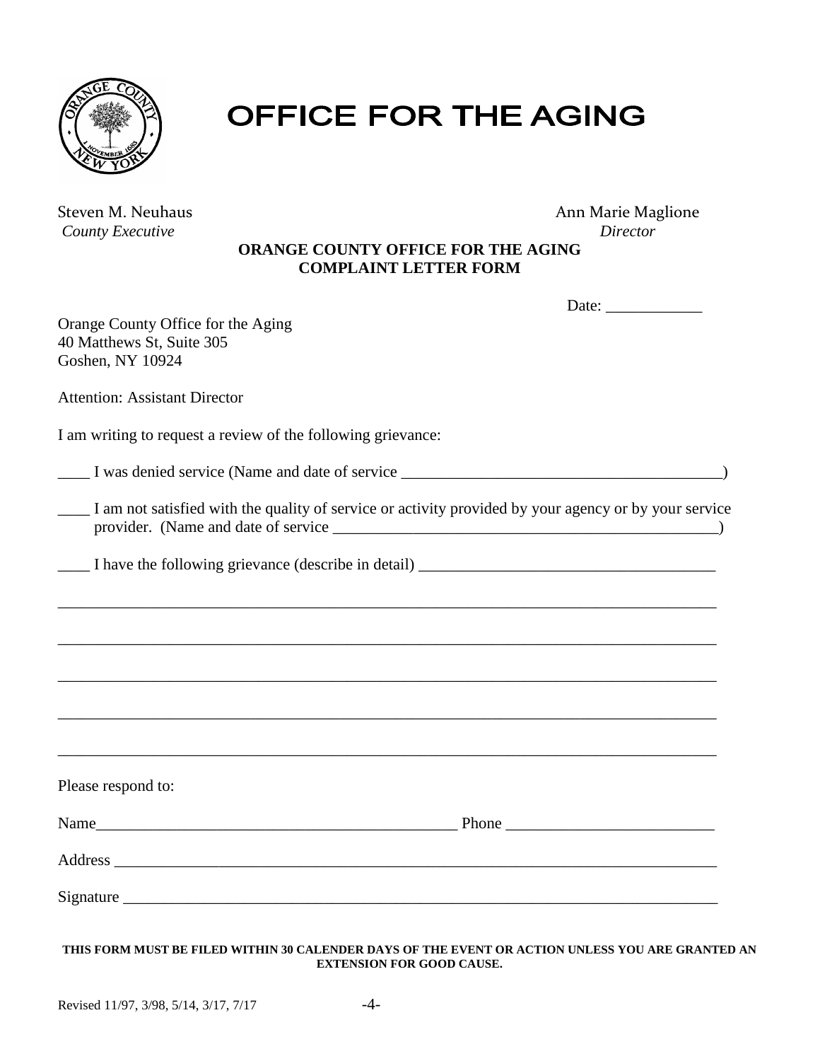# OFFICE FOR THE AGING

Steven M. Neuhaus
*County Executive*

Ann Marie Maglione
*Director*

**ORANGE COUNTY OFFICE FOR THE AGING**
**COMPLAINT LETTER FORM**

Date: ____________

Orange County Office for the Aging
40 Matthews St, Suite 305
Goshen, NY 10924

Attention: Assistant Director

I am writing to request a review of the following grievance:

____ I was denied service (Name and date of service ________________________________________)

____ I am not satisfied with the quality of service or activity provided by your agency or by your service provider. (Name and date of service _________________________________________________)

____ I have the following grievance (describe in detail) _____________________________________

_________________________________________________________________________________

_________________________________________________________________________________

_________________________________________________________________________________

_________________________________________________________________________________

_________________________________________________________________________________

Please respond to:

Name_______________________________________________ Phone __________________________

Address ___________________________________________________________________________

Signature _________________________________________________________________________

**THIS FORM MUST BE FILED WITHIN 30 CALENDER DAYS OF THE EVENT OR ACTION UNLESS YOU ARE GRANTED AN EXTENSION FOR GOOD CAUSE.**

Revised 11/97, 3/98, 5/14, 3/17, 7/17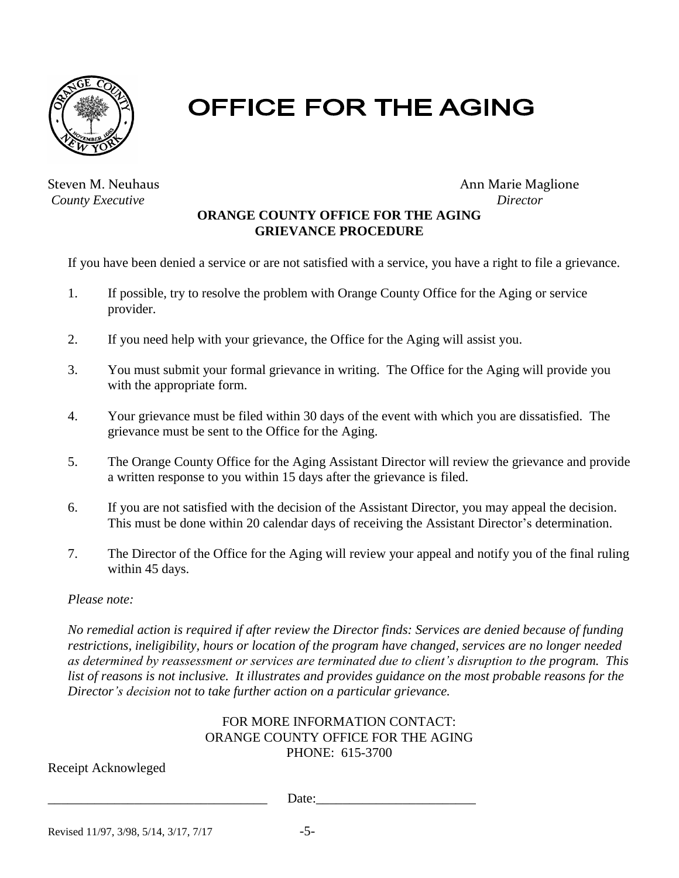# OFFICE FOR THE AGING

Steven M. Neuhaus
*County Executive*

Ann Marie Maglione
*Director*

**ORANGE COUNTY OFFICE FOR THE AGING**
**GRIEVANCE PROCEDURE**

If you have been denied a service or are not satisfied with a service, you have a right to file a grievance.

1. If possible, try to resolve the problem with Orange County Office for the Aging or service provider.

2. If you need help with your grievance, the Office for the Aging will assist you.

3. You must submit your formal grievance in writing. The Office for the Aging will provide you with the appropriate form.

4. Your grievance must be filed within 30 days of the event with which you are dissatisfied. The grievance must be sent to the Office for the Aging.

5. The Orange County Office for the Aging Assistant Director will review the grievance and provide a written response to you within 15 days after the grievance is filed.

6. If you are not satisfied with the decision of the Assistant Director, you may appeal the decision. This must be done within 20 calendar days of receiving the Assistant Director's determination.

7. The Director of the Office for the Aging will review your appeal and notify you of the final ruling within 45 days.

*Please note:*

*No remedial action is required if after review the Director finds: Services are denied because of funding restrictions, ineligibility, hours or location of the program have changed, services are no longer needed as determined by reassessment or services are terminated due to client's disruption to the program. This list of reasons is not inclusive. It illustrates and provides guidance on the most probable reasons for the Director's decision not to take further action on a particular grievance.*

FOR MORE INFORMATION CONTACT:
ORANGE COUNTY OFFICE FOR THE AGING
PHONE: 615-3700

Receipt Acknowleged

\_\_\_\_\_\_\_\_\_\_\_\_\_\_\_\_\_\_\_\_\_\_\_\_\_\_\_\_\_\_\_\_\_\_ Date:\_\_\_\_\_\_\_\_\_\_\_\_\_\_\_\_\_\_\_\_\_\_\_\_\_

Revised 11/97, 3/98, 5/14, 3/17, 7/17